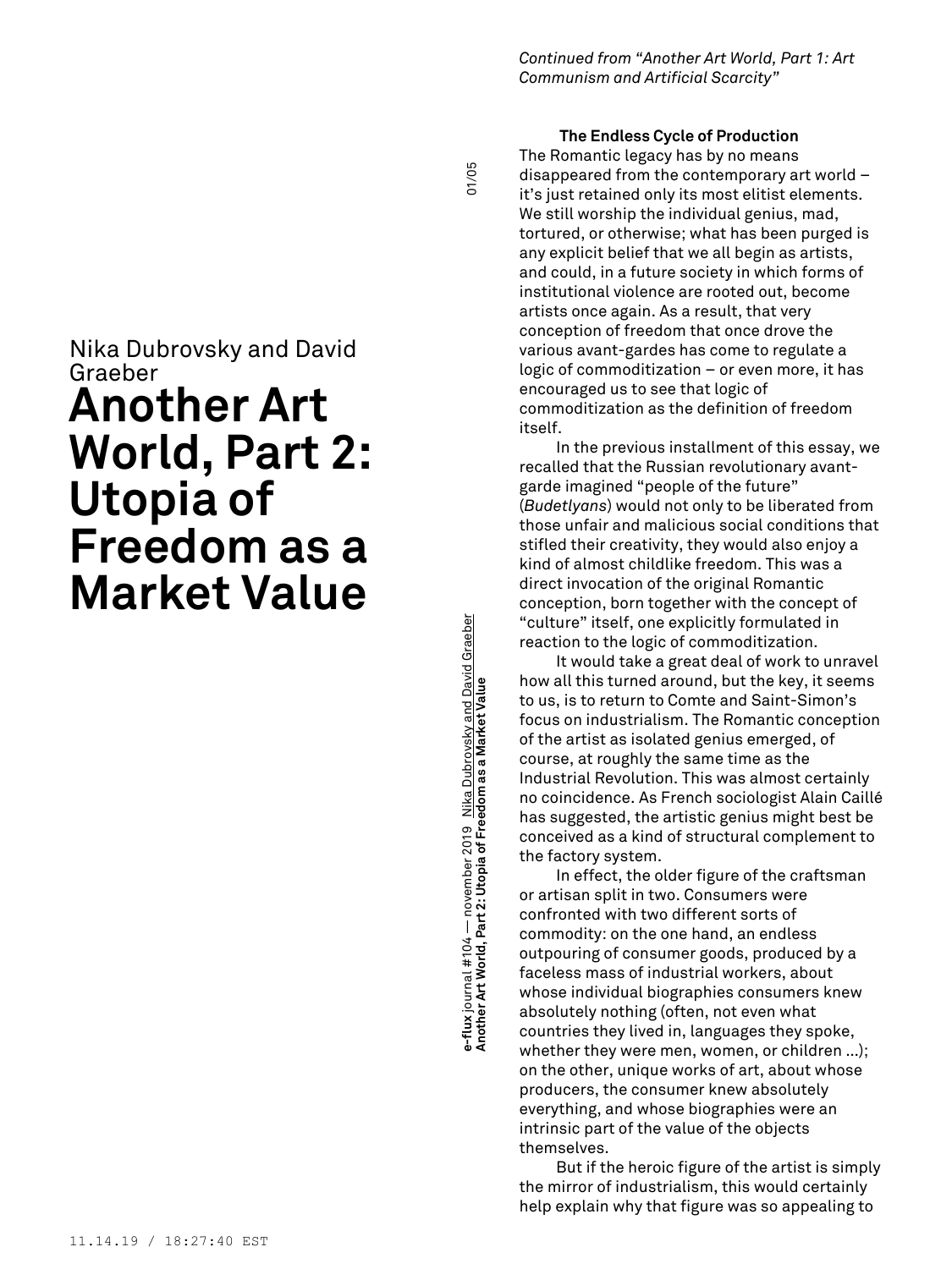Nika Dubrovsky and David Graeber

# Another Art World, Part 2: Utopia of Freedom as a Market Value

*Continued from "Another Art World, Part 1: Art Communism and Artificial Scarcity"*

**The Endless Cycle of Production**

The Romantic legacy has by no means disappeared from the contemporary art world – it's just retained only its most elitist elements. We still worship the individual genius, mad, tortured, or otherwise; what has been purged is any explicit belief that we all begin as artists, and could, in a future society in which forms of institutional violence are rooted out, become artists once again. As a result, that very conception of freedom that once drove the various avant-gardes has come to regulate a logic of commoditization – or even more, it has encouraged us to see that logic of commoditization as the definition of freedom itself.

In the previous installment of this essay, we recalled that the Russian revolutionary avant-garde imagined "people of the future" (*Budetlyans*) would not only to be liberated from those unfair and malicious social conditions that stifled their creativity, they would also enjoy a kind of almost childlike freedom. This was a direct invocation of the original Romantic conception, born together with the concept of "culture" itself, one explicitly formulated in reaction to the logic of commoditization.

It would take a great deal of work to unravel how all this turned around, but the key, it seems to us, is to return to Comte and Saint-Simon's focus on industrialism. The Romantic conception of the artist as isolated genius emerged, of course, at roughly the same time as the Industrial Revolution. This was almost certainly no coincidence. As French sociologist Alain Caillé has suggested, the artistic genius might best be conceived as a kind of structural complement to the factory system.

In effect, the older figure of the craftsman or artisan split in two. Consumers were confronted with two different sorts of commodity: on the one hand, an endless outpouring of consumer goods, produced by a faceless mass of industrial workers, about whose individual biographies consumers knew absolutely nothing (often, not even what countries they lived in, languages they spoke, whether they were men, women, or children …); on the other, unique works of art, about whose producers, the consumer knew absolutely everything, and whose biographies were an intrinsic part of the value of the objects themselves.

But if the heroic figure of the artist is simply the mirror of industrialism, this would certainly help explain why that figure was so appealing to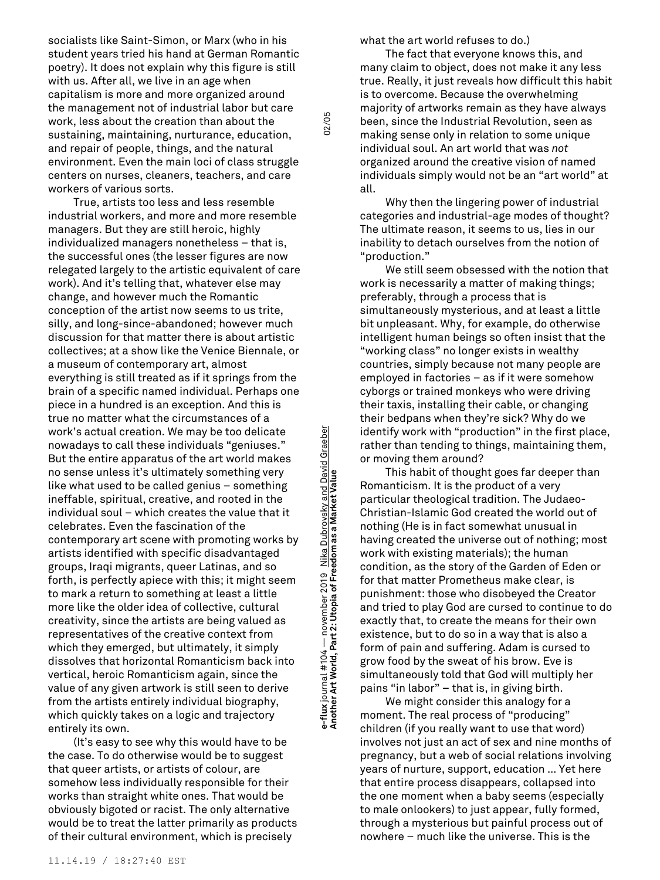socialists like Saint-Simon, or Marx (who in his student years tried his hand at German Romantic poetry). It does not explain why this figure is still with us. After all, we live in an age when capitalism is more and more organized around the management not of industrial labor but care work, less about the creation than about the sustaining, maintaining, nurturance, education, and repair of people, things, and the natural environment. Even the main loci of class struggle centers on nurses, cleaners, teachers, and care workers of various sorts.

True, artists too less and less resemble industrial workers, and more and more resemble managers. But they are still heroic, highly individualized managers nonetheless – that is, the successful ones (the lesser figures are now relegated largely to the artistic equivalent of care work). And it's telling that, whatever else may change, and however much the Romantic conception of the artist now seems to us trite, silly, and long-since-abandoned; however much discussion for that matter there is about artistic collectives; at a show like the Venice Biennale, or a museum of contemporary art, almost everything is still treated as if it springs from the brain of a specific named individual. Perhaps one piece in a hundred is an exception. And this is true no matter what the circumstances of a work's actual creation. We may be too delicate nowadays to call these individuals "geniuses." But the entire apparatus of the art world makes no sense unless it's ultimately something very like what used to be called genius – something ineffable, spiritual, creative, and rooted in the individual soul – which creates the value that it celebrates. Even the fascination of the contemporary art scene with promoting works by artists identified with specific disadvantaged groups, Iraqi migrants, queer Latinas, and so forth, is perfectly apiece with this; it might seem to mark a return to something at least a little more like the older idea of collective, cultural creativity, since the artists are being valued as representatives of the creative context from which they emerged, but ultimately, it simply dissolves that horizontal Romanticism back into vertical, heroic Romanticism again, since the value of any given artwork is still seen to derive from the artists entirely individual biography, which quickly takes on a logic and trajectory entirely its own.

(It's easy to see why this would have to be the case. To do otherwise would be to suggest that queer artists, or artists of colour, are somehow less individually responsible for their works than straight white ones. That would be obviously bigoted or racist. The only alternative would be to treat the latter primarily as products of their cultural environment, which is precisely what the art world refuses to do.)

The fact that everyone knows this, and many claim to object, does not make it any less true. Really, it just reveals how difficult this habit is to overcome. Because the overwhelming majority of artworks remain as they have always been, since the Industrial Revolution, seen as making sense only in relation to some unique individual soul. An art world that was *not* organized around the creative vision of named individuals simply would not be an "art world" at all.

Why then the lingering power of industrial categories and industrial-age modes of thought? The ultimate reason, it seems to us, lies in our inability to detach ourselves from the notion of "production."

We still seem obsessed with the notion that work is necessarily a matter of making things; preferably, through a process that is simultaneously mysterious, and at least a little bit unpleasant. Why, for example, do otherwise intelligent human beings so often insist that the "working class" no longer exists in wealthy countries, simply because not many people are employed in factories – as if it were somehow cyborgs or trained monkeys who were driving their taxis, installing their cable, or changing their bedpans when they're sick? Why do we identify work with "production" in the first place, rather than tending to things, maintaining them, or moving them around?

This habit of thought goes far deeper than Romanticism. It is the product of a very particular theological tradition. The Judaeo-Christian-Islamic God created the world out of nothing (He is in fact somewhat unusual in having created the universe out of nothing; most work with existing materials); the human condition, as the story of the Garden of Eden or for that matter Prometheus make clear, is punishment: those who disobeyed the Creator and tried to play God are cursed to continue to do exactly that, to create the means for their own existence, but to do so in a way that is also a form of pain and suffering. Adam is cursed to grow food by the sweat of his brow. Eve is simultaneously told that God will multiply her pains "in labor" – that is, in giving birth.

We might consider this analogy for a moment. The real process of "producing" children (if you really want to use that word) involves not just an act of sex and nine months of pregnancy, but a web of social relations involving years of nurture, support, education ... Yet here that entire process disappears, collapsed into the one moment when a baby seems (especially to male onlookers) to just appear, fully formed, through a mysterious but painful process out of nowhere – much like the universe. This is the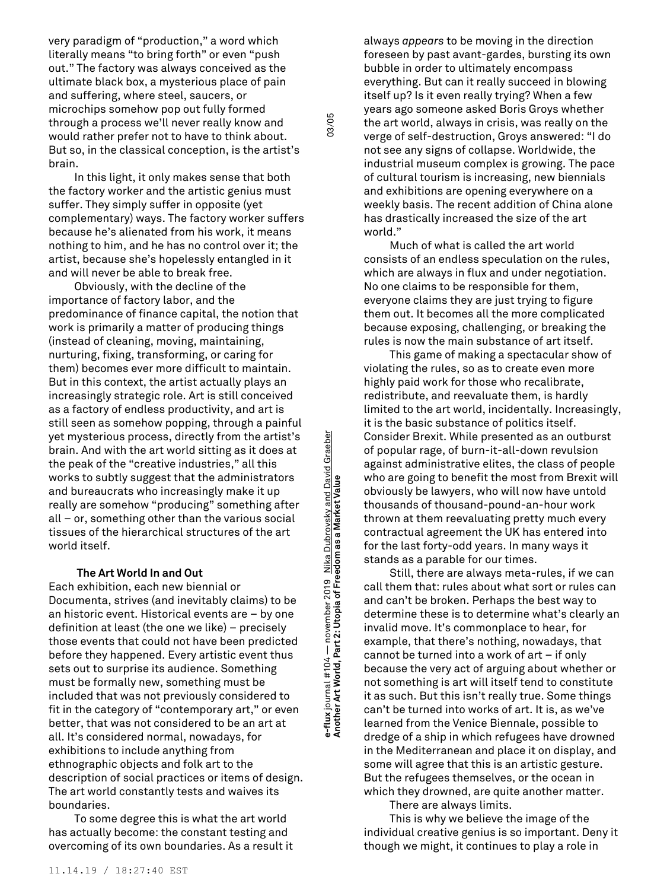very paradigm of "production," a word which literally means "to bring forth" or even "push out." The factory was always conceived as the ultimate black box, a mysterious place of pain and suffering, where steel, saucers, or microchips somehow pop out fully formed through a process we'll never really know and would rather prefer not to have to think about. But so, in the classical conception, is the artist's brain.

In this light, it only makes sense that both the factory worker and the artistic genius must suffer. They simply suffer in opposite (yet complementary) ways. The factory worker suffers because he's alienated from his work, it means nothing to him, and he has no control over it; the artist, because she's hopelessly entangled in it and will never be able to break free.

Obviously, with the decline of the importance of factory labor, and the predominance of finance capital, the notion that work is primarily a matter of producing things (instead of cleaning, moving, maintaining, nurturing, fixing, transforming, or caring for them) becomes ever more difficult to maintain. But in this context, the artist actually plays an increasingly strategic role. Art is still conceived as a factory of endless productivity, and art is still seen as somehow popping, through a painful yet mysterious process, directly from the artist's brain. And with the art world sitting as it does at the peak of the "creative industries," all this works to subtly suggest that the administrators and bureaucrats who increasingly make it up really are somehow "producing" something after all – or, something other than the various social tissues of the hierarchical structures of the art world itself.

### The Art World In and Out

Each exhibition, each new biennial or Documenta, strives (and inevitably claims) to be an historic event. Historical events are – by one definition at least (the one we like) – precisely those events that could not have been predicted before they happened. Every artistic event thus sets out to surprise its audience. Something must be formally new, something must be included that was not previously considered to fit in the category of "contemporary art," or even better, that was not considered to be an art at all. It's considered normal, nowadays, for exhibitions to include anything from ethnographic objects and folk art to the description of social practices or items of design. The art world constantly tests and waives its boundaries.

To some degree this is what the art world has actually become: the constant testing and overcoming of its own boundaries. As a result it always *appears* to be moving in the direction foreseen by past avant-gardes, bursting its own bubble in order to ultimately encompass everything. But can it really succeed in blowing itself up? Is it even really trying? When a few years ago someone asked Boris Groys whether the art world, always in crisis, was really on the verge of self-destruction, Groys answered: "I do not see any signs of collapse. Worldwide, the industrial museum complex is growing. The pace of cultural tourism is increasing, new biennials and exhibitions are opening everywhere on a weekly basis. The recent addition of China alone has drastically increased the size of the art world."

Much of what is called the art world consists of an endless speculation on the rules, which are always in flux and under negotiation. No one claims to be responsible for them, everyone claims they are just trying to figure them out. It becomes all the more complicated because exposing, challenging, or breaking the rules is now the main substance of art itself.

This game of making a spectacular show of violating the rules, so as to create even more highly paid work for those who recalibrate, redistribute, and reevaluate them, is hardly limited to the art world, incidentally. Increasingly, it is the basic substance of politics itself. Consider Brexit. While presented as an outburst of popular rage, of burn-it-all-down revulsion against administrative elites, the class of people who are going to benefit the most from Brexit will obviously be lawyers, who will now have untold thousands of thousand-pound-an-hour work thrown at them reevaluating pretty much every contractual agreement the UK has entered into for the last forty-odd years. In many ways it stands as a parable for our times.

Still, there are always meta-rules, if we can call them that: rules about what sort or rules can and can't be broken. Perhaps the best way to determine these is to determine what's clearly an invalid move. It's commonplace to hear, for example, that there's nothing, nowadays, that cannot be turned into a work of art – if only because the very act of arguing about whether or not something is art will itself tend to constitute it as such. But this isn't really true. Some things can't be turned into works of art. It is, as we've learned from the Venice Biennale, possible to dredge of a ship in which refugees have drowned in the Mediterranean and place it on display, and some will agree that this is an artistic gesture. But the refugees themselves, or the ocean in which they drowned, are quite another matter.

There are always limits.

This is why we believe the image of the individual creative genius is so important. Deny it though we might, it continues to play a role in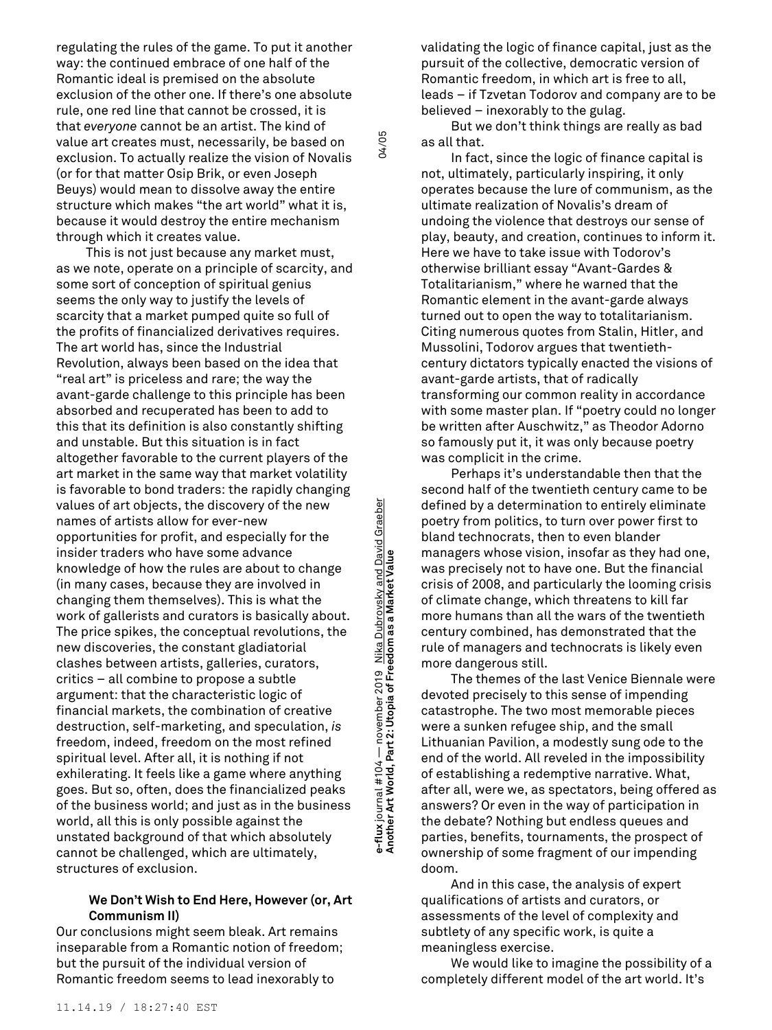regulating the rules of the game. To put it another way: the continued embrace of one half of the Romantic ideal is premised on the absolute exclusion of the other one. If there's one absolute rule, one red line that cannot be crossed, it is that *everyone* cannot be an artist. The kind of value art creates must, necessarily, be based on exclusion. To actually realize the vision of Novalis (or for that matter Osip Brik, or even Joseph Beuys) would mean to dissolve away the entire structure which makes "the art world" what it is, because it would destroy the entire mechanism through which it creates value.

This is not just because any market must, as we note, operate on a principle of scarcity, and some sort of conception of spiritual genius seems the only way to justify the levels of scarcity that a market pumped quite so full of the profits of financialized derivatives requires. The art world has, since the Industrial Revolution, always been based on the idea that "real art" is priceless and rare; the way the avant-garde challenge to this principle has been absorbed and recuperated has been to add to this that its definition is also constantly shifting and unstable. But this situation is in fact altogether favorable to the current players of the art market in the same way that market volatility is favorable to bond traders: the rapidly changing values of art objects, the discovery of the new names of artists allow for ever-new opportunities for profit, and especially for the insider traders who have some advance knowledge of how the rules are about to change (in many cases, because they are involved in changing them themselves). This is what the work of gallerists and curators is basically about. The price spikes, the conceptual revolutions, the new discoveries, the constant gladiatorial clashes between artists, galleries, curators, critics – all combine to propose a subtle argument: that the characteristic logic of financial markets, the combination of creative destruction, self-marketing, and speculation, *is* freedom, indeed, freedom on the most refined spiritual level. After all, it is nothing if not exhilerating. It feels like a game where anything goes. But so, often, does the financialized peaks of the business world; and just as in the business world, all this is only possible against the unstated background of that which absolutely cannot be challenged, which are ultimately, structures of exclusion.

### We Don't Wish to End Here, However (or, Art Communism II)

Our conclusions might seem bleak. Art remains inseparable from a Romantic notion of freedom; but the pursuit of the individual version of Romantic freedom seems to lead inexorably to validating the logic of finance capital, just as the pursuit of the collective, democratic version of Romantic freedom, in which art is free to all, leads – if Tzvetan Todorov and company are to be believed – inexorably to the gulag.

But we don't think things are really as bad as all that.

In fact, since the logic of finance capital is not, ultimately, particularly inspiring, it only operates because the lure of communism, as the ultimate realization of Novalis's dream of undoing the violence that destroys our sense of play, beauty, and creation, continues to inform it. Here we have to take issue with Todorov's otherwise brilliant essay "Avant-Gardes & Totalitarianism," where he warned that the Romantic element in the avant-garde always turned out to open the way to totalitarianism. Citing numerous quotes from Stalin, Hitler, and Mussolini, Todorov argues that twentieth-century dictators typically enacted the visions of avant-garde artists, that of radically transforming our common reality in accordance with some master plan. If "poetry could no longer be written after Auschwitz," as Theodor Adorno so famously put it, it was only because poetry was complicit in the crime.

Perhaps it's understandable then that the second half of the twentieth century came to be defined by a determination to entirely eliminate poetry from politics, to turn over power first to bland technocrats, then to even blander managers whose vision, insofar as they had one, was precisely not to have one. But the financial crisis of 2008, and particularly the looming crisis of climate change, which threatens to kill far more humans than all the wars of the twentieth century combined, has demonstrated that the rule of managers and technocrats is likely even more dangerous still.

The themes of the last Venice Biennale were devoted precisely to this sense of impending catastrophe. The two most memorable pieces were a sunken refugee ship, and the small Lithuanian Pavilion, a modestly sung ode to the end of the world. All reveled in the impossibility of establishing a redemptive narrative. What, after all, were we, as spectators, being offered as answers? Or even in the way of participation in the debate? Nothing but endless queues and parties, benefits, tournaments, the prospect of ownership of some fragment of our impending doom.

And in this case, the analysis of expert qualifications of artists and curators, or assessments of the level of complexity and subtlety of any specific work, is quite a meaningless exercise.

We would like to imagine the possibility of a completely different model of the art world. It's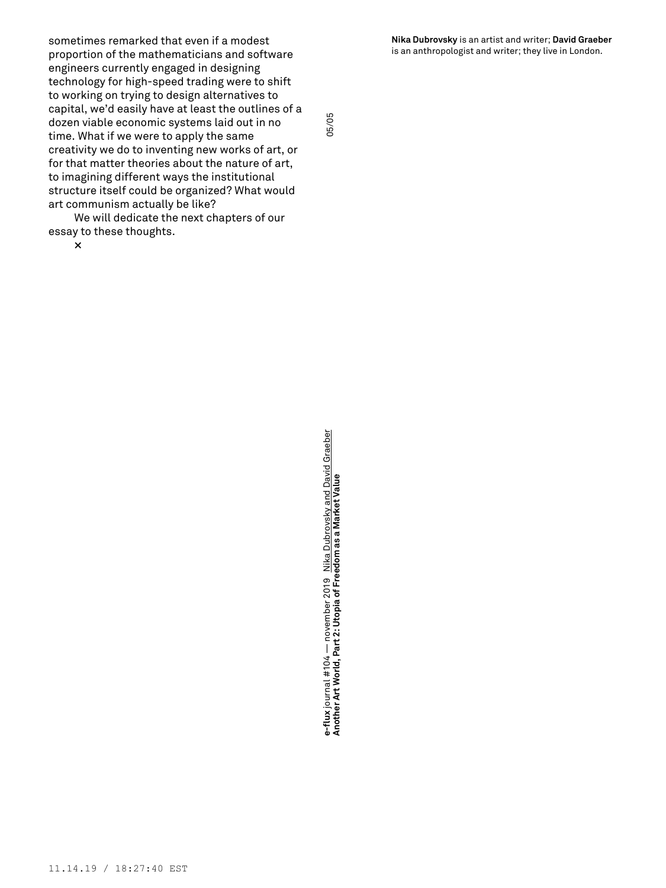sometimes remarked that even if a modest proportion of the mathematicians and software engineers currently engaged in designing technology for high-speed trading were to shift to working on trying to design alternatives to capital, we'd easily have at least the outlines of a dozen viable economic systems laid out in no time. What if we were to apply the same creativity we do to inventing new works of art, or for that matter theories about the nature of art, to imagining different ways the institutional structure itself could be organized? What would art communism actually be like?

We will dedicate the next chapters of our essay to these thoughts.

×

**Nika Dubrovsky** is an artist and writer; **David Graeber** is an anthropologist and writer; they live in London.